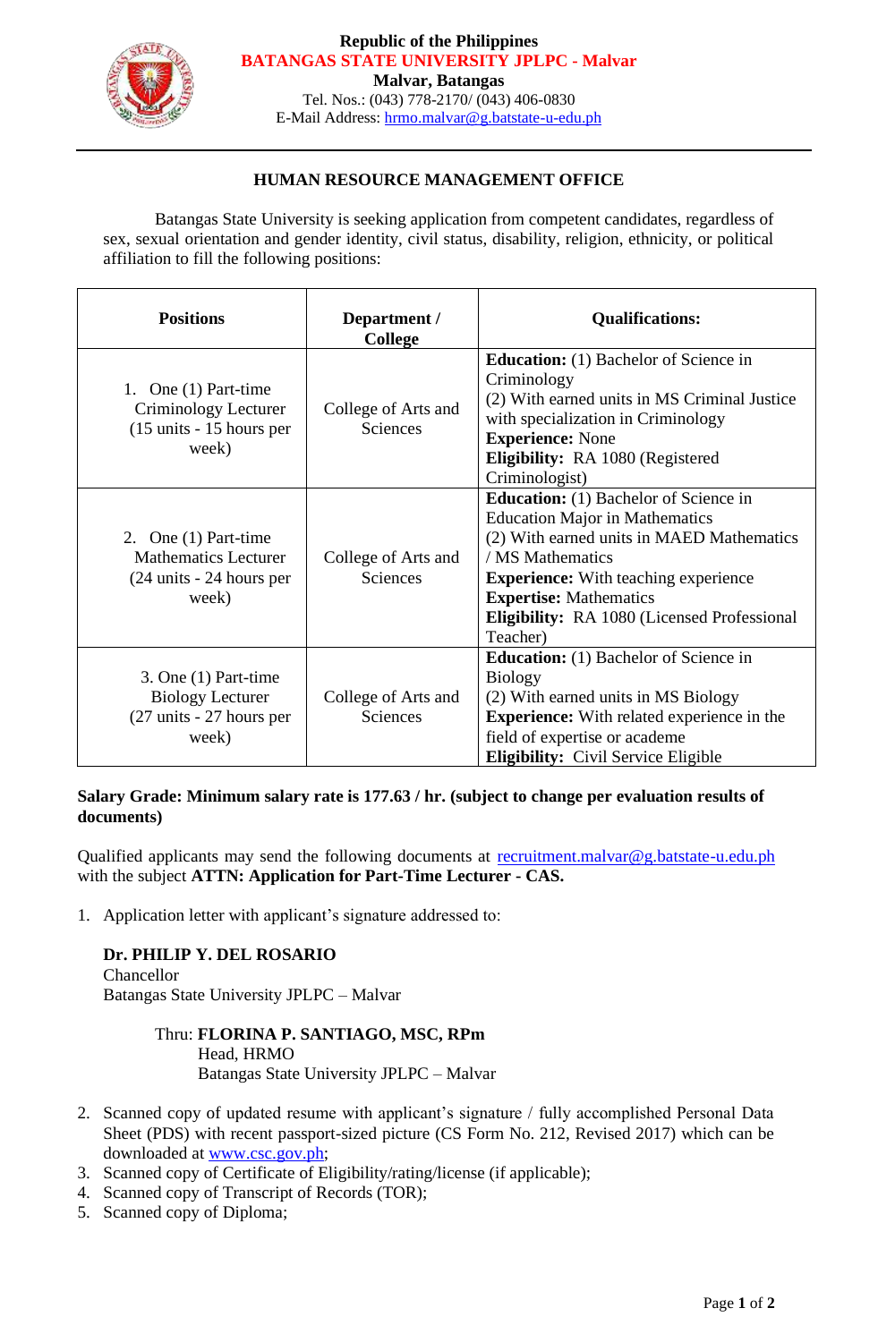Republic of the Philippines
**BATANGAS STATE UNIVERSITY JPLPC - Malvar**
**Malvar, Batangas**
Tel. Nos.: (043) 778-2170/ (043) 406-0830
E-Mail Address: hrmo.malvar@g.batstate-u-edu.ph

## HUMAN RESOURCE MANAGEMENT OFFICE

Batangas State University is seeking application from competent candidates, regardless of sex, sexual orientation and gender identity, civil status, disability, religion, ethnicity, or political affiliation to fill the following positions:

| Positions | Department / College | Qualifications: |
|---|---|---|
| 1. One (1) Part-time Criminology Lecturer (15 units - 15 hours per week) | College of Arts and Sciences | **Education:** (1) Bachelor of Science in Criminology (2) With earned units in MS Criminal Justice with specialization in Criminology **Experience:** None **Eligibility:** RA 1080 (Registered Criminologist) |
| 2. One (1) Part-time Mathematics Lecturer (24 units - 24 hours per week) | College of Arts and Sciences | **Education:** (1) Bachelor of Science in Education Major in Mathematics (2) With earned units in MAED Mathematics / MS Mathematics **Experience:** With teaching experience **Expertise:** Mathematics **Eligibility:** RA 1080 (Licensed Professional Teacher) |
| 3. One (1) Part-time Biology Lecturer (27 units - 27 hours per week) | College of Arts and Sciences | **Education:** (1) Bachelor of Science in Biology (2) With earned units in MS Biology **Experience:** With related experience in the field of expertise or academe **Eligibility:** Civil Service Eligible |

**Salary Grade: Minimum salary rate is 177.63 / hr. (subject to change per evaluation results of documents)**

Qualified applicants may send the following documents at recruitment.malvar@g.batstate-u.edu.ph with the subject **ATTN: Application for Part-Time Lecturer - CAS.**

1. Application letter with applicant's signature addressed to:

   **Dr. PHILIP Y. DEL ROSARIO**
   Chancellor
   Batangas State University JPLPC – Malvar

   Thru: **FLORINA P. SANTIAGO, MSC, RPm**
   Head, HRMO
   Batangas State University JPLPC – Malvar

2. Scanned copy of updated resume with applicant's signature / fully accomplished Personal Data Sheet (PDS) with recent passport-sized picture (CS Form No. 212, Revised 2017) which can be downloaded at www.csc.gov.ph;
3. Scanned copy of Certificate of Eligibility/rating/license (if applicable);
4. Scanned copy of Transcript of Records (TOR);
5. Scanned copy of Diploma;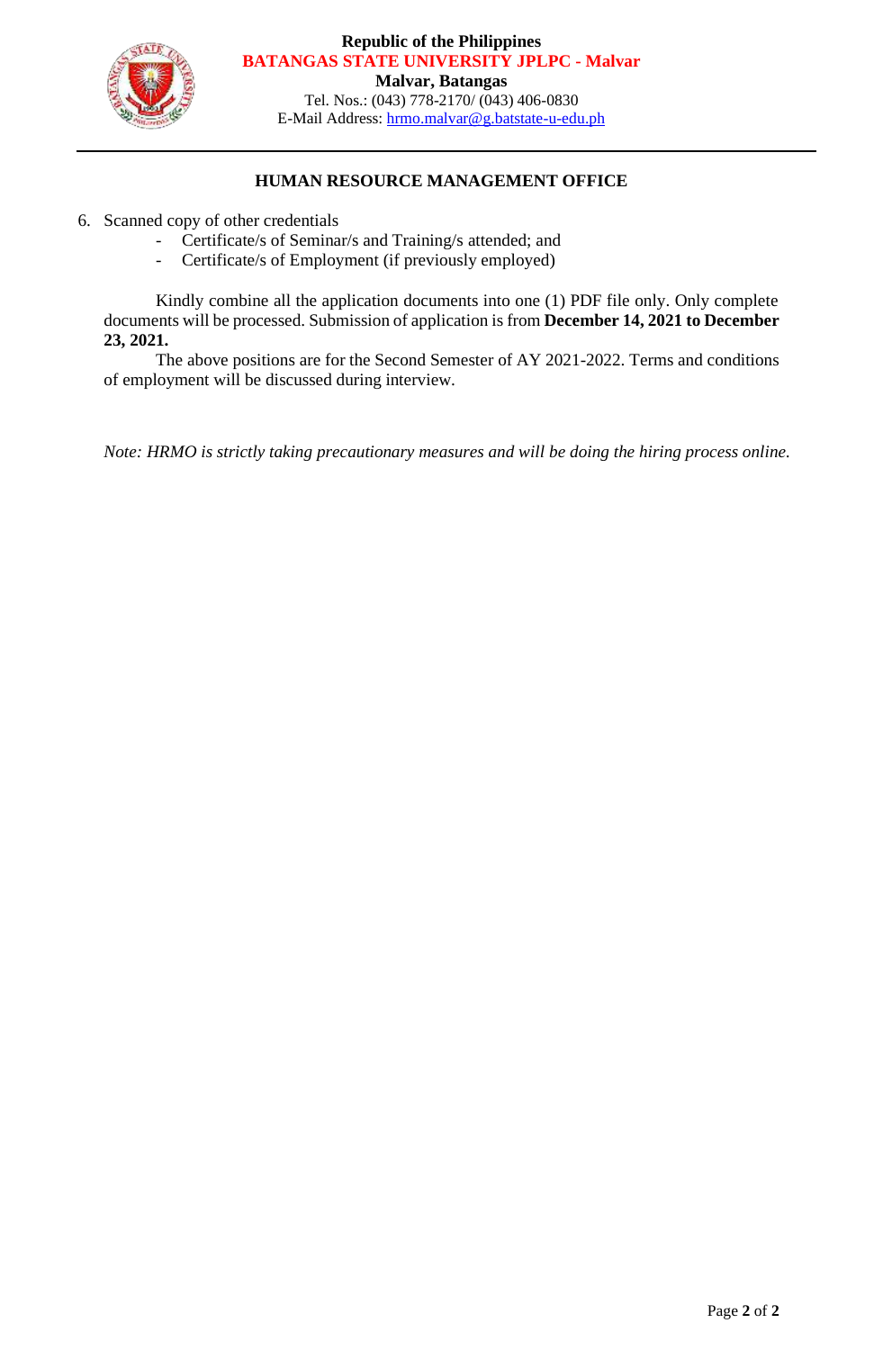Republic of the Philippines
**BATANGAS STATE UNIVERSITY JPLPC - Malvar**
**Malvar, Batangas**
Tel. Nos.: (043) 778-2170/ (043) 406-0830
E-Mail Address: hrmo.malvar@g.batstate-u-edu.ph

## HUMAN RESOURCE MANAGEMENT OFFICE

6. Scanned copy of other credentials
    - Certificate/s of Seminar/s and Training/s attended; and
    - Certificate/s of Employment (if previously employed)

Kindly combine all the application documents into one (1) PDF file only. Only complete documents will be processed. Submission of application is from **December 14, 2021 to December 23, 2021.**

The above positions are for the Second Semester of AY 2021-2022. Terms and conditions of employment will be discussed during interview.

*Note: HRMO is strictly taking precautionary measures and will be doing the hiring process online.*